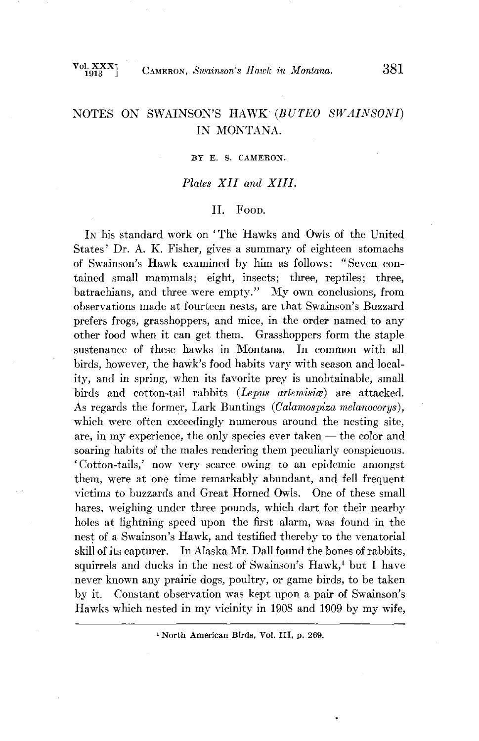# NOTES ON SWAINSON'S HAWK (*BUTEO SWAINSONI*) IN MONTANA.

BY E. S. CAMERON.

*Plates XII and XIII.*

## II. Food.

In his standard work on 'The Hawks and Owls of the United States' Dr. A. K. Fisher, gives a summary of eighteen stomachs of Swainson's Hawk examined by him as follows: "Seven contained small mammals; eight, insects; three, reptiles; three, batrachians, and three were empty." My own conclusions, from observations made at fourteen nests, are that Swainson's Buzzard prefers frogs, grasshoppers, and mice, in the order named to any other food when it can get them. Grasshoppers form the staple sustenance of these hawks in Montana. In common with all birds, however, the hawk's food habits vary with season and locality, and in spring, when its favorite prey is unobtainable, small birds and cotton-tail rabbits (*Lepus artemisiæ*) are attacked. As regards the former, Lark Buntings (*Calamospiza melanocorys*), which were often exceedingly numerous around the nesting site, are, in my experience, the only species ever taken — the color and soaring habits of the males rendering them peculiarly conspicuous. 'Cotton-tails,' now very scarce owing to an epidemic amongst them, were at one time remarkably abundant, and fell frequent victims to buzzards and Great Horned Owls. One of these small hares, weighing under three pounds, which dart for their nearby holes at lightning speed upon the first alarm, was found in the nest of a Swainson's Hawk, and testified thereby to the venatorial skill of its capturer. In Alaska Mr. Dall found the bones of rabbits, squirrels and ducks in the nest of Swainson's Hawk,[1] but I have never known any prairie dogs, poultry, or game birds, to be taken by it. Constant observation was kept upon a pair of Swainson's Hawks which nested in my vicinity in 1908 and 1909 by my wife,

[1] North American Birds, Vol. III, p. 269.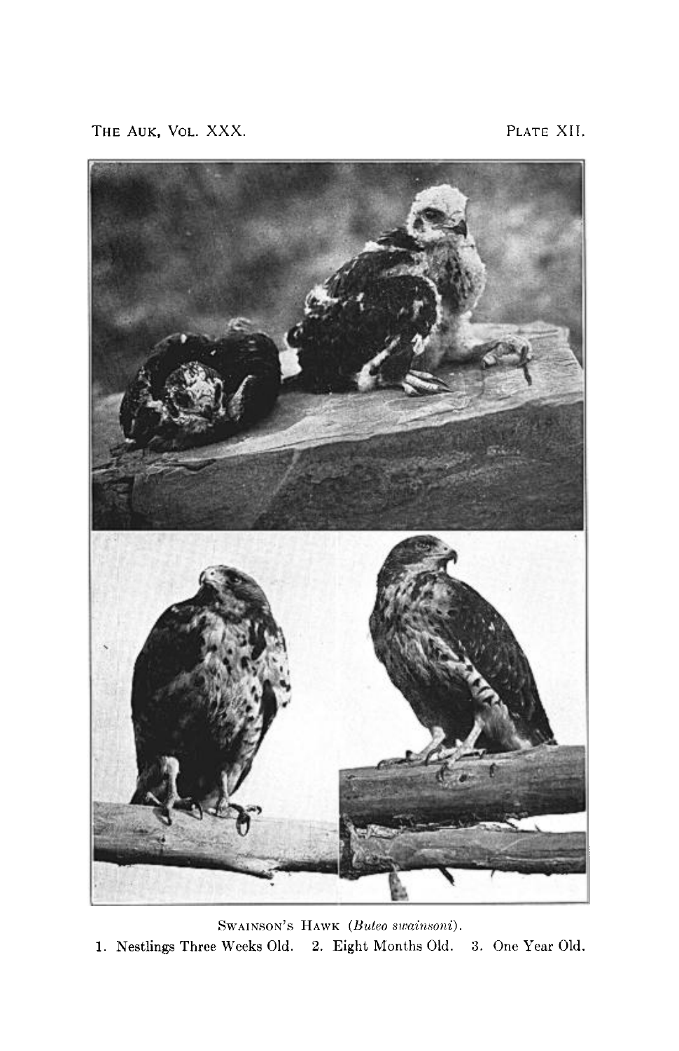PLATE XII.

SWAINSON'S HAWK (*Buteo swainsoni*).

1. Nestlings Three Weeks Old. 2. Eight Months Old. 3. One Year Old.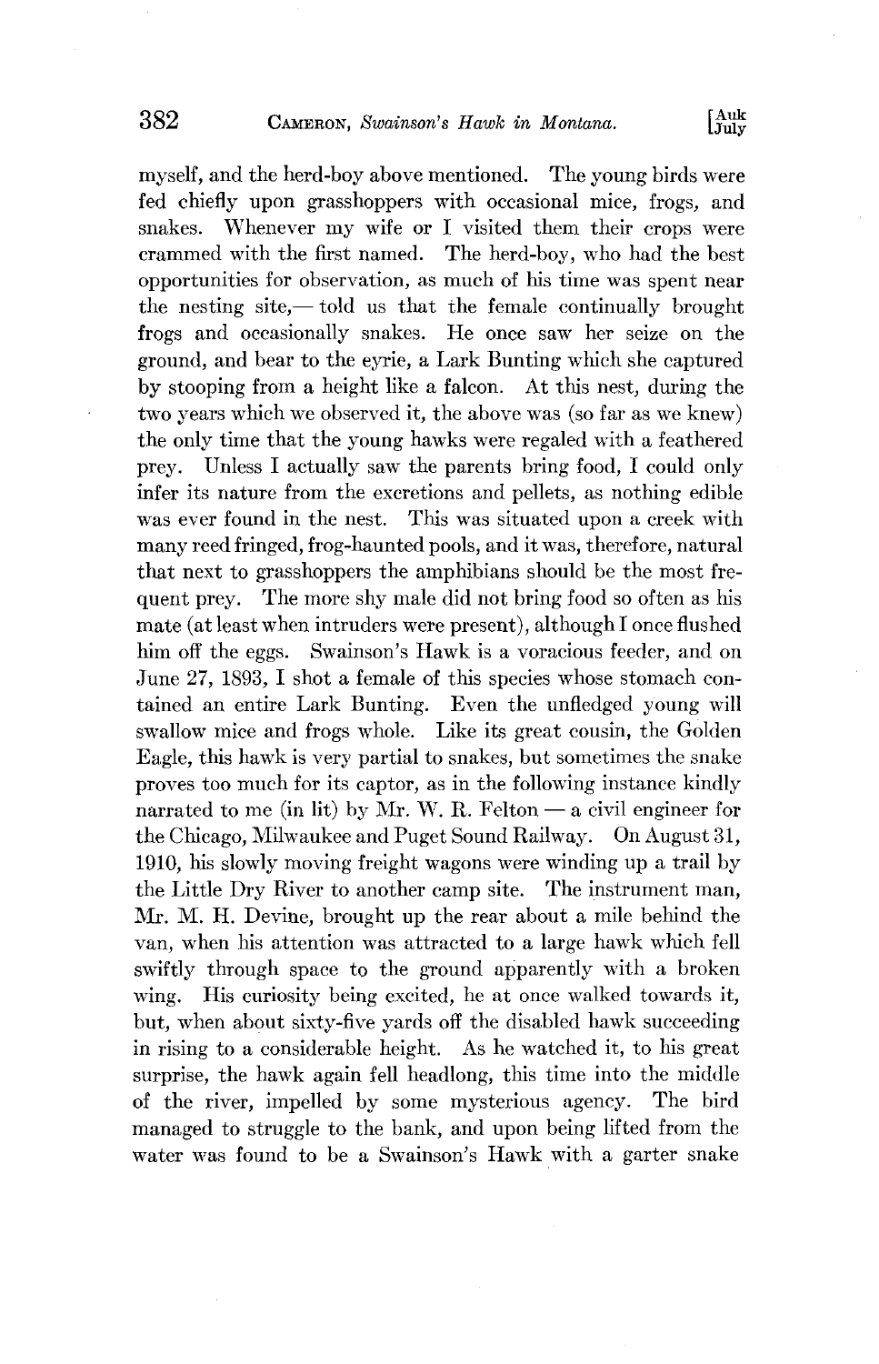myself, and the herd-boy above mentioned. The young birds were fed chiefly upon grasshoppers with occasional mice, frogs, and snakes. Whenever my wife or I visited them their crops were crammed with the first named. The herd-boy, who had the best opportunities for observation, as much of his time was spent near the nesting site,— told us that the female continually brought frogs and occasionally snakes. He once saw her seize on the ground, and bear to the eyrie, a Lark Bunting which she captured by stooping from a height like a falcon. At this nest, during the two years which we observed it, the above was (so far as we knew) the only time that the young hawks were regaled with a feathered prey. Unless I actually saw the parents bring food, I could only infer its nature from the excretions and pellets, as nothing edible was ever found in the nest. This was situated upon a creek with many reed fringed, frog-haunted pools, and it was, therefore, natural that next to grasshoppers the amphibians should be the most frequent prey. The more shy male did not bring food so often as his mate (at least when intruders were present), although I once flushed him off the eggs. Swainson's Hawk is a voracious feeder, and on June 27, 1893, I shot a female of this species whose stomach contained an entire Lark Bunting. Even the unfledged young will swallow mice and frogs whole. Like its great cousin, the Golden Eagle, this hawk is very partial to snakes, but sometimes the snake proves too much for its captor, as in the following instance kindly narrated to me (in lit) by Mr. W. R. Felton — a civil engineer for the Chicago, Milwaukee and Puget Sound Railway. On August 31, 1910, his slowly moving freight wagons were winding up a trail by the Little Dry River to another camp site. The instrument man, Mr. M. H. Devine, brought up the rear about a mile behind the van, when his attention was attracted to a large hawk which fell swiftly through space to the ground apparently with a broken wing. His curiosity being excited, he at once walked towards it, but, when about sixty-five yards off the disabled hawk succeeding in rising to a considerable height. As he watched it, to his great surprise, the hawk again fell headlong, this time into the middle of the river, impelled by some mysterious agency. The bird managed to struggle to the bank, and upon being lifted from the water was found to be a Swainson's Hawk with a garter snake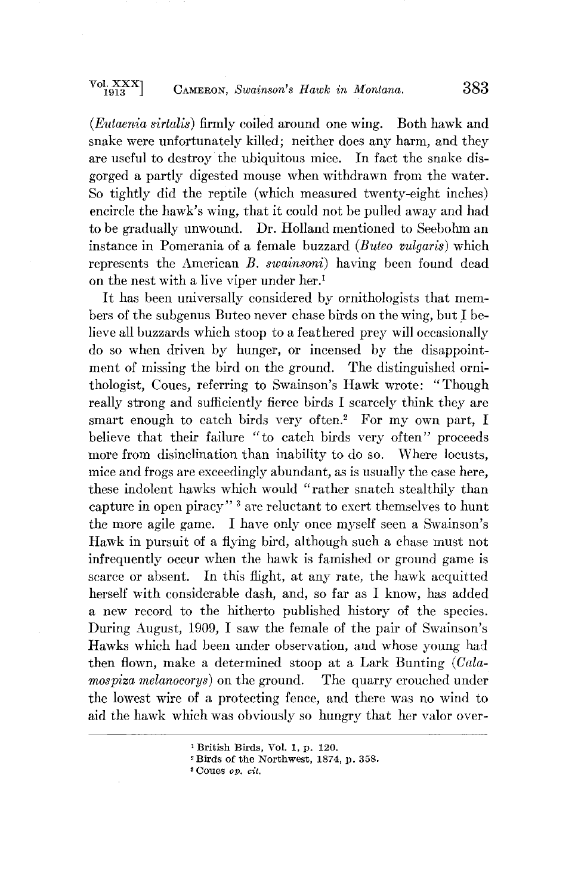(*Eutaenia sirtalis*) firmly coiled around one wing. Both hawk and snake were unfortunately killed; neither does any harm, and they are useful to destroy the ubiquitous mice. In fact the snake disgorged a partly digested mouse when withdrawn from the water. So tightly did the reptile (which measured twenty-eight inches) encircle the hawk's wing, that it could not be pulled away and had to be gradually unwound. Dr. Holland mentioned to Seebohm an instance in Pomerania of a female buzzard (*Buteo vulgaris*) which represents the American *B. swainsoni*) having been found dead on the nest with a live viper under her.[1]

It has been universally considered by ornithologists that members of the subgenus Buteo never chase birds on the wing, but I believe all buzzards which stoop to a feathered prey will occasionally do so when driven by hunger, or incensed by the disappointment of missing the bird on the ground. The distinguished ornithologist, Coues, referring to Swainson's Hawk wrote: "Though really strong and sufficiently fierce birds I scarcely think they are smart enough to catch birds very often.[2] For my own part, I believe that their failure "to catch birds very often" proceeds more from disinclination than inability to do so. Where locusts, mice and frogs are exceedingly abundant, as is usually the case here, these indolent hawks which would "rather snatch stealthily than capture in open piracy"[3] are reluctant to exert themselves to hunt the more agile game. I have only once myself seen a Swainson's Hawk in pursuit of a flying bird, although such a chase must not infrequently occur when the hawk is famished or ground game is scarce or absent. In this flight, at any rate, the hawk acquitted herself with considerable dash, and, so far as I know, has added a new record to the hitherto published history of the species. During August, 1909, I saw the female of the pair of Swainson's Hawks which had been under observation, and whose young had then flown, make a determined stoop at a Lark Bunting (*Calamospiza melanocorys*) on the ground. The quarry crouched under the lowest wire of a protecting fence, and there was no wind to aid the hawk which was obviously so hungry that her valor over-

[1] British Birds, Vol. 1, p. 120.

[2] Birds of the Northwest, 1874, p. 358.

[3] Coues *op. cit.*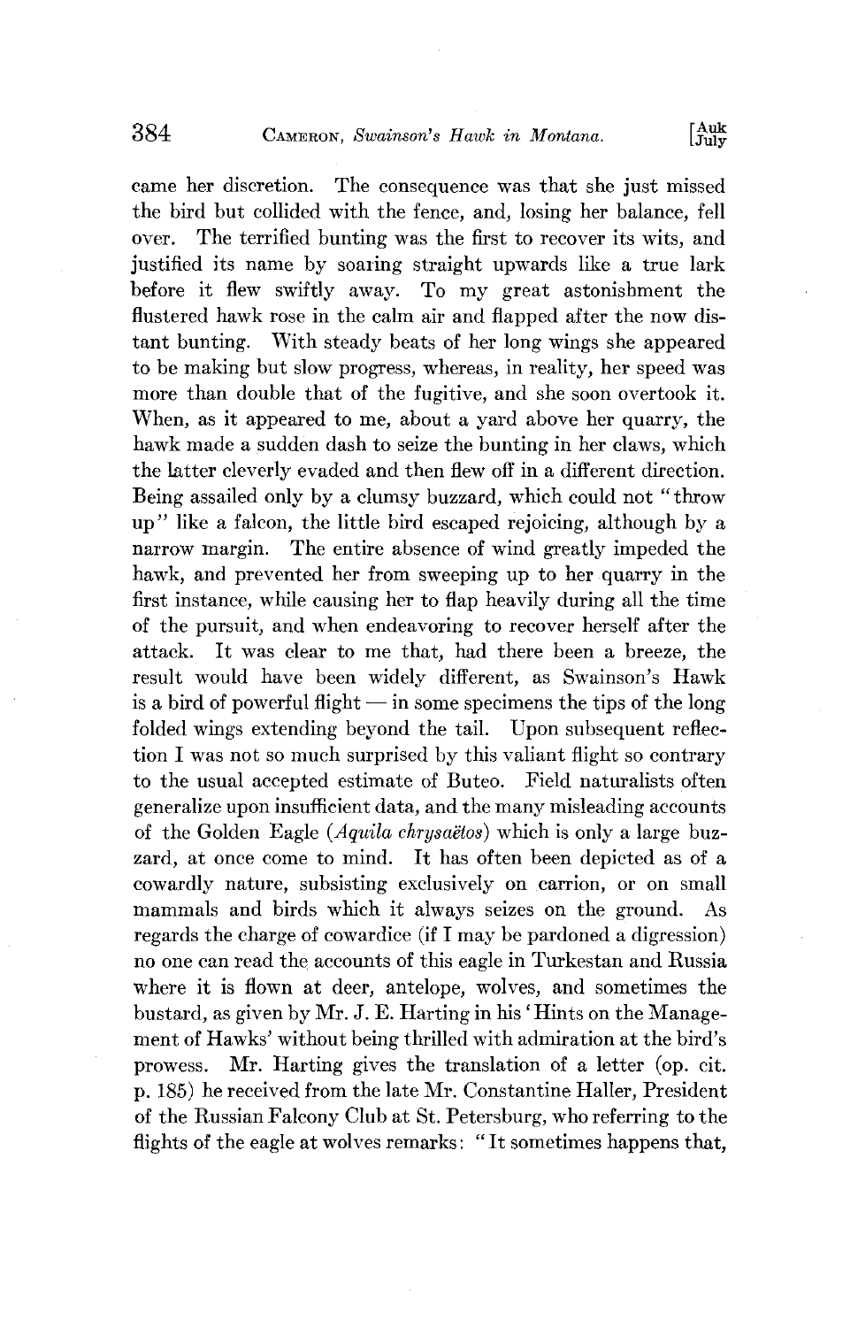came her discretion. The consequence was that she just missed the bird but collided with the fence, and, losing her balance, fell over. The terrified bunting was the first to recover its wits, and justified its name by soaring straight upwards like a true lark before it flew swiftly away. To my great astonishment the flustered hawk rose in the calm air and flapped after the now distant bunting. With steady beats of her long wings she appeared to be making but slow progress, whereas, in reality, her speed was more than double that of the fugitive, and she soon overtook it. When, as it appeared to me, about a yard above her quarry, the hawk made a sudden dash to seize the bunting in her claws, which the latter cleverly evaded and then flew off in a different direction. Being assailed only by a clumsy buzzard, which could not "throw up" like a falcon, the little bird escaped rejoicing, although by a narrow margin. The entire absence of wind greatly impeded the hawk, and prevented her from sweeping up to her quarry in the first instance, while causing her to flap heavily during all the time of the pursuit, and when endeavoring to recover herself after the attack. It was clear to me that, had there been a breeze, the result would have been widely different, as Swainson's Hawk is a bird of powerful flight — in some specimens the tips of the long folded wings extending beyond the tail. Upon subsequent reflection I was not so much surprised by this valiant flight so contrary to the usual accepted estimate of Buteo. Field naturalists often generalize upon insufficient data, and the many misleading accounts of the Golden Eagle (*Aquila chrysaëtos*) which is only a large buzzard, at once come to mind. It has often been depicted as of a cowardly nature, subsisting exclusively on carrion, or on small mammals and birds which it always seizes on the ground. As regards the charge of cowardice (if I may be pardoned a digression) no one can read the accounts of this eagle in Turkestan and Russia where it is flown at deer, antelope, wolves, and sometimes the bustard, as given by Mr. J. E. Harting in his 'Hints on the Management of Hawks' without being thrilled with admiration at the bird's prowess. Mr. Harting gives the translation of a letter (op. cit. p. 185) he received from the late Mr. Constantine Haller, President of the Russian Falcony Club at St. Petersburg, who referring to the flights of the eagle at wolves remarks: "It sometimes happens that,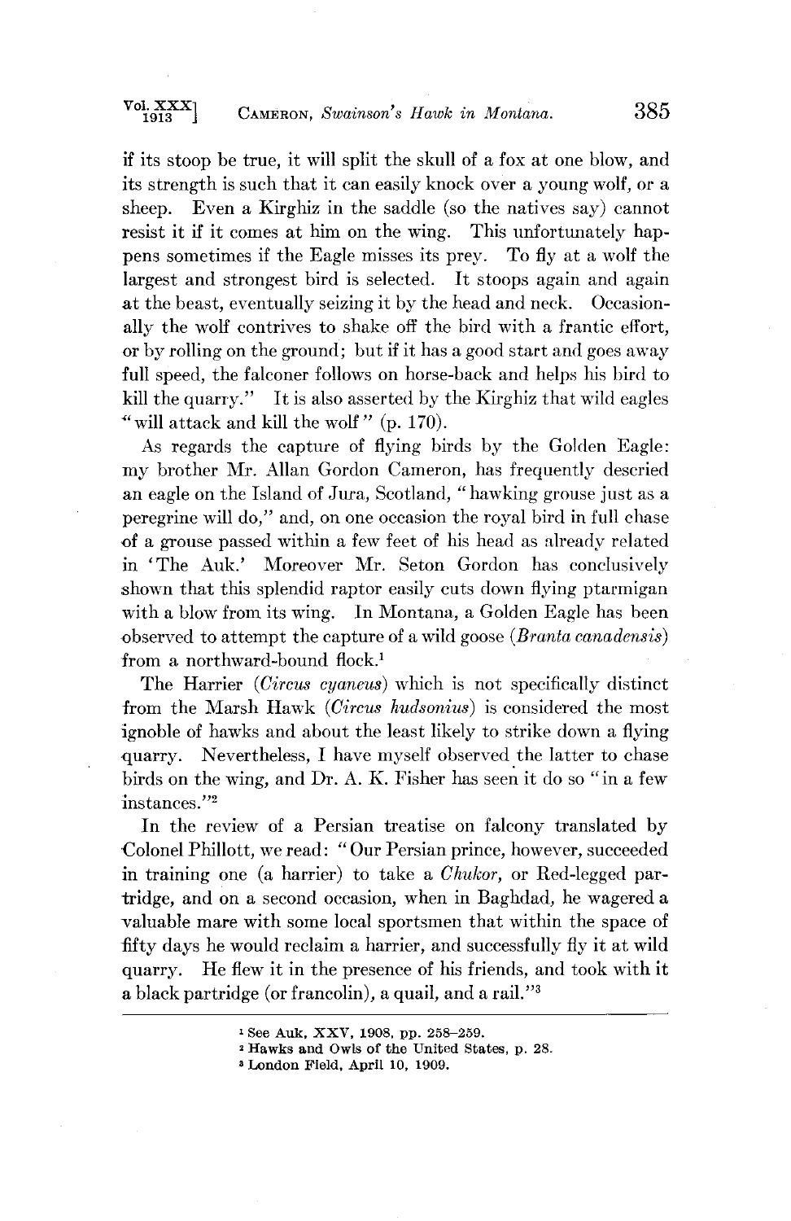if its stoop be true, it will split the skull of a fox at one blow, and its strength is such that it can easily knock over a young wolf, or a sheep. Even a Kirghiz in the saddle (so the natives say) cannot resist it if it comes at him on the wing. This unfortunately happens sometimes if the Eagle misses its prey. To fly at a wolf the largest and strongest bird is selected. It stoops again and again at the beast, eventually seizing it by the head and neck. Occasionally the wolf contrives to shake off the bird with a frantic effort, or by rolling on the ground; but if it has a good start and goes away full speed, the falconer follows on horse-back and helps his bird to kill the quarry." It is also asserted by the Kirghiz that wild eagles "will attack and kill the wolf" (p. 170).

As regards the capture of flying birds by the Golden Eagle: my brother Mr. Allan Gordon Cameron, has frequently descried an eagle on the Island of Jura, Scotland, "hawking grouse just as a peregrine will do," and, on one occasion the royal bird in full chase of a grouse passed within a few feet of his head as already related in 'The Auk.' Moreover Mr. Seton Gordon has conclusively shown that this splendid raptor easily cuts down flying ptarmigan with a blow from its wing. In Montana, a Golden Eagle has been observed to attempt the capture of a wild goose (*Branta canadensis*) from a northward-bound flock.[1]

The Harrier (*Circus cyaneus*) which is not specifically distinct from the Marsh Hawk (*Circus hudsonius*) is considered the most ignoble of hawks and about the least likely to strike down a flying quarry. Nevertheless, I have myself observed the latter to chase birds on the wing, and Dr. A. K. Fisher has seen it do so "in a few instances."[2]

In the review of a Persian treatise on falconry translated by Colonel Phillott, we read: "Our Persian prince, however, succeeded in training one (a harrier) to take a *Chukor*, or Red-legged partridge, and on a second occasion, when in Baghdad, he wagered a valuable mare with some local sportsmen that within the space of fifty days he would reclaim a harrier, and successfully fly it at wild quarry. He flew it in the presence of his friends, and took with it a black partridge (or francolin), a quail, and a rail."[3]

---

[1] See Auk, XXV, 1908, pp. 258–259.

[2] Hawks and Owls of the United States, p. 28.

[3] London Field, April 10, 1909.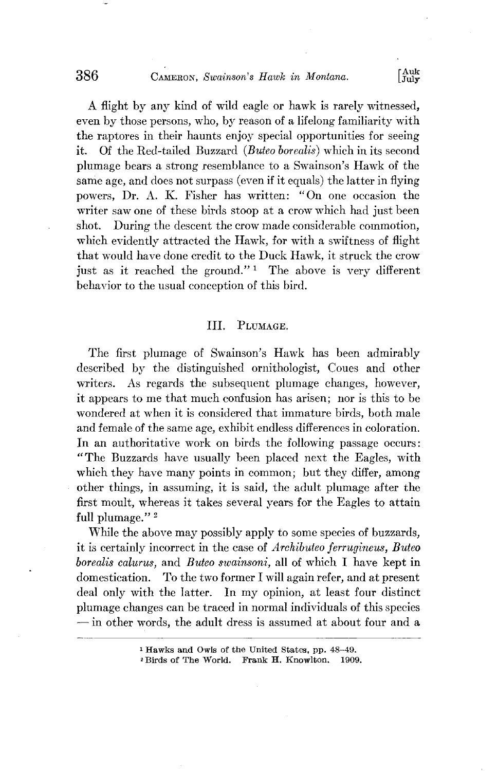A flight by any kind of wild eagle or hawk is rarely witnessed, even by those persons, who, by reason of a lifelong familiarity with the raptores in their haunts enjoy special opportunities for seeing it. Of the Red-tailed Buzzard (*Buteo borealis*) which in its second plumage bears a strong resemblance to a Swainson's Hawk of the same age, and does not surpass (even if it equals) the latter in flying powers, Dr. A. K. Fisher has written: "On one occasion the writer saw one of these birds stoop at a crow which had just been shot. During the descent the crow made considerable commotion, which evidently attracted the Hawk, for with a swiftness of flight that would have done credit to the Duck Hawk, it struck the crow just as it reached the ground."[1] The above is very different behavior to the usual conception of this bird.

## III. Plumage.

The first plumage of Swainson's Hawk has been admirably described by the distinguished ornithologist, Coues and other writers. As regards the subsequent plumage changes, however, it appears to me that much confusion has arisen; nor is this to be wondered at when it is considered that immature birds, both male and female of the same age, exhibit endless differences in coloration. In an authoritative work on birds the following passage occurs: "The Buzzards have usually been placed next the Eagles, with which they have many points in common; but they differ, among other things, in assuming, it is said, the adult plumage after the first moult, whereas it takes several years for the Eagles to attain full plumage."[2]

While the above may possibly apply to some species of buzzards, it is certainly incorrect in the case of *Archibuteo ferrugineus, Buteo borealis calurus,* and *Buteo swainsoni,* all of which I have kept in domestication. To the two former I will again refer, and at present deal only with the latter. In my opinion, at least four distinct plumage changes can be traced in normal individuals of this species — in other words, the adult dress is assumed at about four and a

[1] Hawks and Owls of the United States, pp. 48–49.

[2] Birds of The World. Frank H. Knowlton. 1909.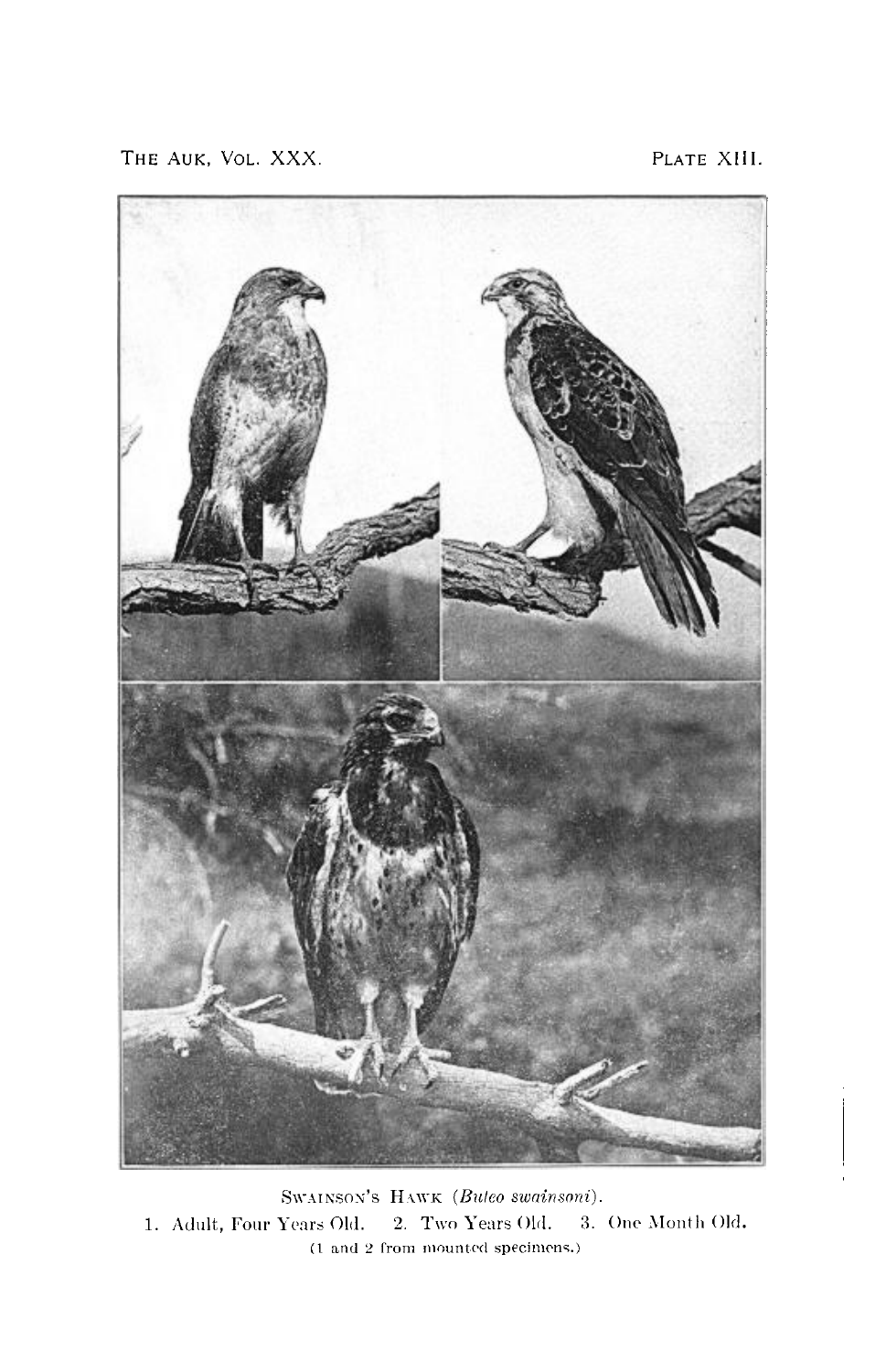Swainson's Hawk (*Buteo swainsoni*).

1. Adult, Four Years Old. 2. Two Years Old. 3. One Month Old.

(1 and 2 from mounted specimens.)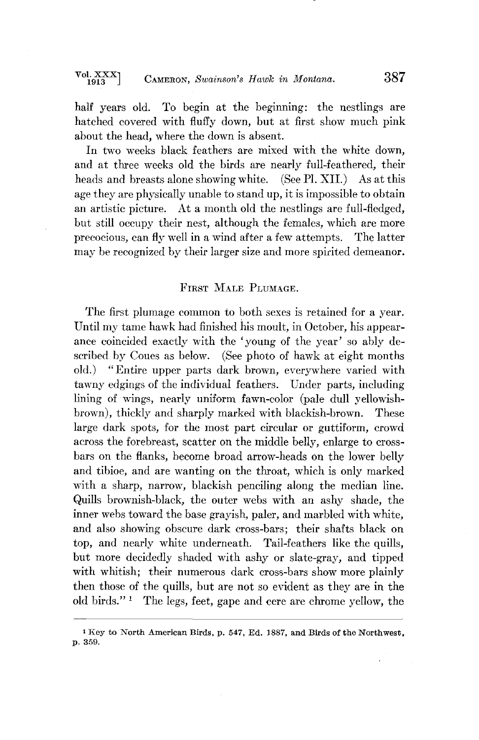half years old. To begin at the beginning: the nestlings are hatched covered with fluffy down, but at first show much pink about the head, where the down is absent.

In two weeks black feathers are mixed with the white down, and at three weeks old the birds are nearly full-feathered, their heads and breasts alone showing white. (See Pl. XII.) As at this age they are physically unable to stand up, it is impossible to obtain an artistic picture. At a month old the nestlings are full-fledged, but still occupy their nest, although the females, which are more precocious, can fly well in a wind after a few attempts. The latter may be recognized by their larger size and more spirited demeanor.

## First Male Plumage.

The first plumage common to both sexes is retained for a year. Until my tame hawk had finished his moult, in October, his appearance coincided exactly with the 'young of the year' so ably described by Coues as below. (See photo of hawk at eight months old.) "Entire upper parts dark brown, everywhere varied with tawny edgings of the individual feathers. Under parts, including lining of wings, nearly uniform fawn-color (pale dull yellowish-brown), thickly and sharply marked with blackish-brown. These large dark spots, for the most part circular or guttiform, crowd across the forebreast, scatter on the middle belly, enlarge to cross-bars on the flanks, become broad arrow-heads on the lower belly and tibioe, and are wanting on the throat, which is only marked with a sharp, narrow, blackish penciling along the median line. Quills brownish-black, the outer webs with an ashy shade, the inner webs toward the base grayish, paler, and marbled with white, and also showing obscure dark cross-bars; their shafts black on top, and nearly white underneath. Tail-feathers like the quills, but more decidedly shaded with ashy or slate-gray, and tipped with whitish; their numerous dark cross-bars show more plainly then those of the quills, but are not so evident as they are in the old birds."[1] The legs, feet, gape and cere are chrome yellow, the

[1] Key to North American Birds, p. 547, Ed. 1887, and Birds of the Northwest, p. 359.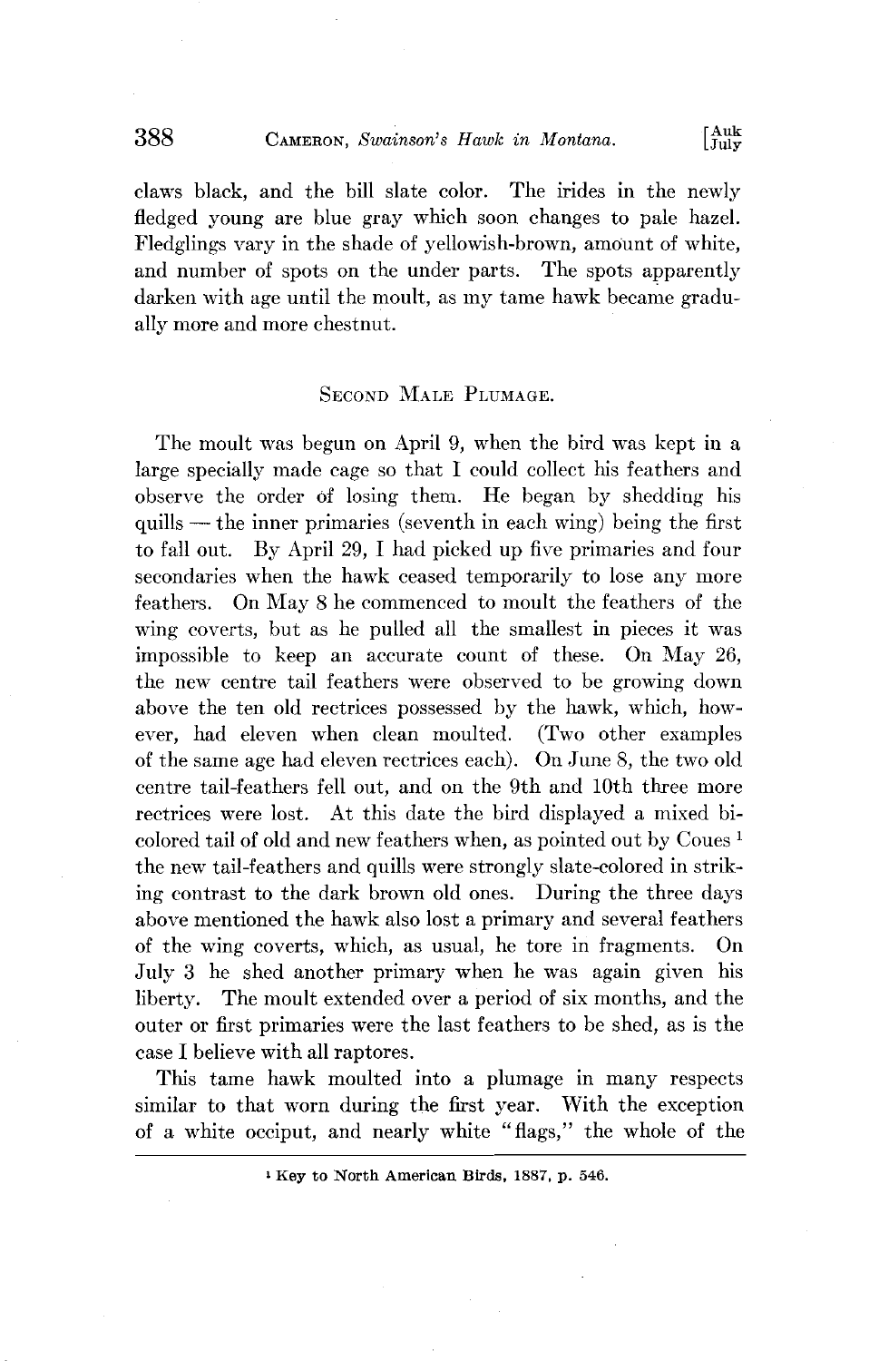claws black, and the bill slate color. The irides in the newly fledged young are blue gray which soon changes to pale hazel. Fledglings vary in the shade of yellowish-brown, amount of white, and number of spots on the under parts. The spots apparently darken with age until the moult, as my tame hawk became gradually more and more chestnut.

## Second Male Plumage.

The moult was begun on April 9, when the bird was kept in a large specially made cage so that I could collect his feathers and observe the order of losing them. He began by shedding his quills — the inner primaries (seventh in each wing) being the first to fall out. By April 29, I had picked up five primaries and four secondaries when the hawk ceased temporarily to lose any more feathers. On May 8 he commenced to moult the feathers of the wing coverts, but as he pulled all the smallest in pieces it was impossible to keep an accurate count of these. On May 26, the new centre tail feathers were observed to be growing down above the ten old rectrices possessed by the hawk, which, however, had eleven when clean moulted. (Two other examples of the same age had eleven rectrices each). On June 8, the two old centre tail-feathers fell out, and on the 9th and 10th three more rectrices were lost. At this date the bird displayed a mixed bicolored tail of old and new feathers when, as pointed out by Coues [1] the new tail-feathers and quills were strongly slate-colored in striking contrast to the dark brown old ones. During the three days above mentioned the hawk also lost a primary and several feathers of the wing coverts, which, as usual, he tore in fragments. On July 3 he shed another primary when he was again given his liberty. The moult extended over a period of six months, and the outer or first primaries were the last feathers to be shed, as is the case I believe with all raptores.

This tame hawk moulted into a plumage in many respects similar to that worn during the first year. With the exception of a white occiput, and nearly white "flags," the whole of the

[1] Key to North American Birds, 1887, p. 546.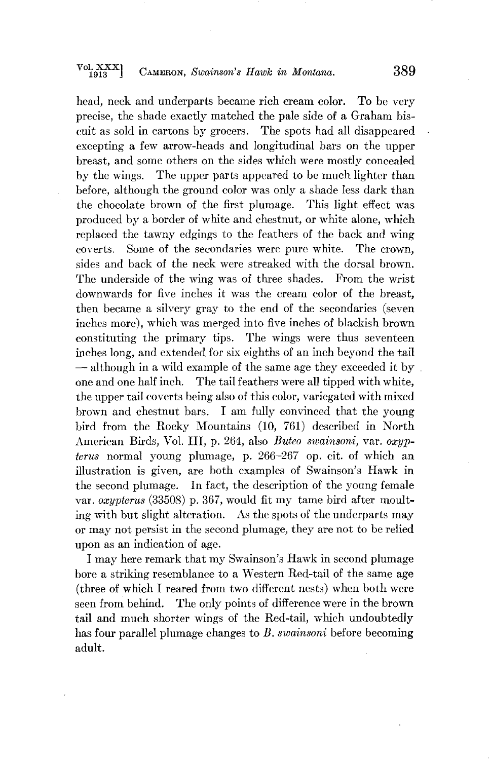head, neck and underparts became rich cream color. To be very precise, the shade exactly matched the pale side of a Graham biscuit as sold in cartons by grocers. The spots had all disappeared excepting a few arrow-heads and longitudinal bars on the upper breast, and some others on the sides which were mostly concealed by the wings. The upper parts appeared to be much lighter than before, although the ground color was only a shade less dark than the chocolate brown of the first plumage. This light effect was produced by a border of white and chestnut, or white alone, which replaced the tawny edgings to the feathers of the back and wing coverts. Some of the secondaries were pure white. The crown, sides and back of the neck were streaked with the dorsal brown. The underside of the wing was of three shades. From the wrist downwards for five inches it was the cream color of the breast, then became a silvery gray to the end of the secondaries (seven inches more), which was merged into five inches of blackish brown constituting the primary tips. The wings were thus seventeen inches long, and extended for six eighths of an inch beyond the tail — although in a wild example of the same age they exceeded it by one and one half inch. The tail feathers were all tipped with white, the upper tail coverts being also of this color, variegated with mixed brown and chestnut bars. I am fully convinced that the young bird from the Rocky Mountains (10, 761) described in North American Birds, Vol. III, p. 264, also *Buteo swainsoni*, var. *oxypterus* normal young plumage, p. 266–267 op. cit. of which an illustration is given, are both examples of Swainson's Hawk in the second plumage. In fact, the description of the young female var. *oxypterus* (33508) p. 367, would fit my tame bird after moulting with but slight alteration. As the spots of the underparts may or may not persist in the second plumage, they are not to be relied upon as an indication of age.

I may here remark that my Swainson's Hawk in second plumage bore a striking resemblance to a Western Red-tail of the same age (three of which I reared from two different nests) when both were seen from behind. The only points of difference were in the brown tail and much shorter wings of the Red-tail, which undoubtedly has four parallel plumage changes to *B. swainsoni* before becoming adult.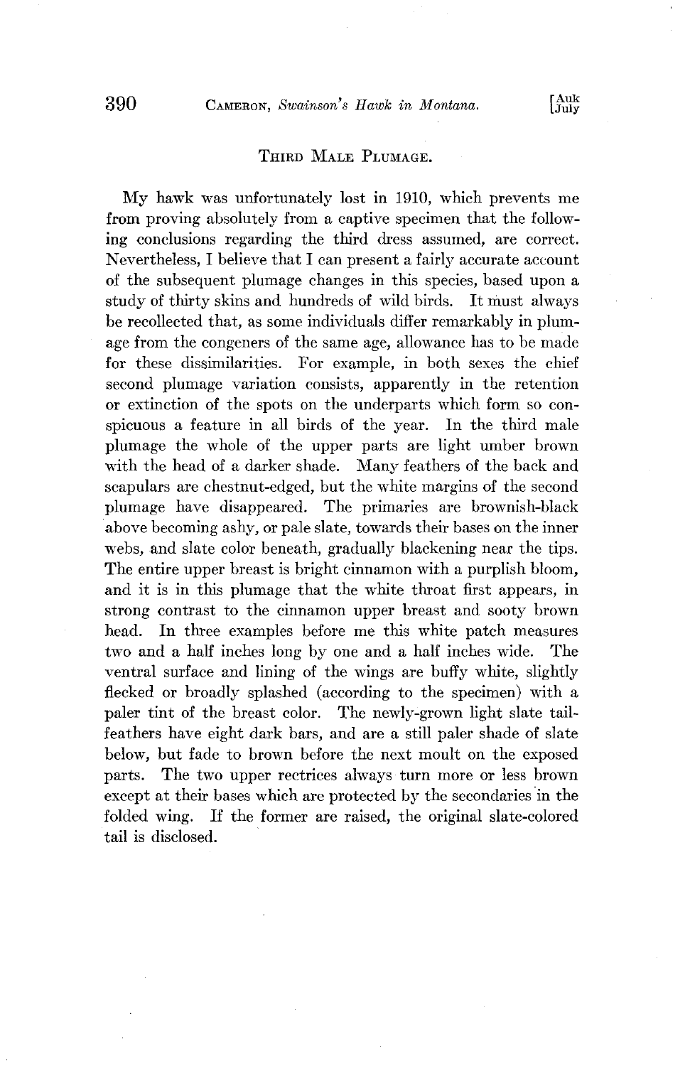## Third Male Plumage.

My hawk was unfortunately lost in 1910, which prevents me from proving absolutely from a captive specimen that the following conclusions regarding the third dress assumed, are correct. Nevertheless, I believe that I can present a fairly accurate account of the subsequent plumage changes in this species, based upon a study of thirty skins and hundreds of wild birds. It must always be recollected that, as some individuals differ remarkably in plumage from the congeners of the same age, allowance has to be made for these dissimilarities. For example, in both sexes the chief second plumage variation consists, apparently in the retention or extinction of the spots on the underparts which form so conspicuous a feature in all birds of the year. In the third male plumage the whole of the upper parts are light umber brown with the head of a darker shade. Many feathers of the back and scapulars are chestnut-edged, but the white margins of the second plumage have disappeared. The primaries are brownish-black above becoming ashy, or pale slate, towards their bases on the inner webs, and slate color beneath, gradually blackening near the tips. The entire upper breast is bright cinnamon with a purplish bloom, and it is in this plumage that the white throat first appears, in strong contrast to the cinnamon upper breast and sooty brown head. In three examples before me this white patch measures two and a half inches long by one and a half inches wide. The ventral surface and lining of the wings are buffy white, slightly flecked or broadly splashed (according to the specimen) with a paler tint of the breast color. The newly-grown light slate tail-feathers have eight dark bars, and are a still paler shade of slate below, but fade to brown before the next moult on the exposed parts. The two upper rectrices always turn more or less brown except at their bases which are protected by the secondaries in the folded wing. If the former are raised, the original slate-colored tail is disclosed.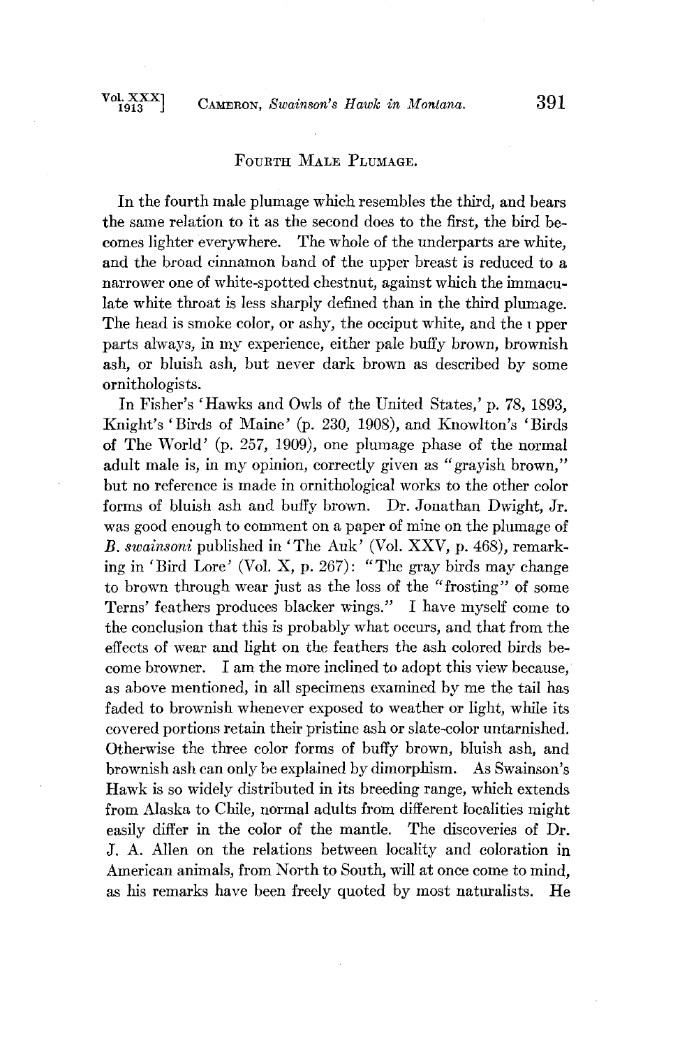## Fourth Male Plumage.

In the fourth male plumage which resembles the third, and bears the same relation to it as the second does to the first, the bird becomes lighter everywhere. The whole of the underparts are white, and the broad cinnamon band of the upper breast is reduced to a narrower one of white-spotted chestnut, against which the immaculate white throat is less sharply defined than in the third plumage. The head is smoke color, or ashy, the occiput white, and the upper parts always, in my experience, either pale buffy brown, brownish ash, or bluish ash, but never dark brown as described by some ornithologists.

In Fisher's 'Hawks and Owls of the United States,' p. 78, 1893, Knight's 'Birds of Maine' (p. 230, 1908), and Knowlton's 'Birds of The World' (p. 257, 1909), one plumage phase of the normal adult male is, in my opinion, correctly given as "grayish brown," but no reference is made in ornithological works to the other color forms of bluish ash and buffy brown. Dr. Jonathan Dwight, Jr. was good enough to comment on a paper of mine on the plumage of *B. swainsoni* published in 'The Auk' (Vol. XXV, p. 468), remarking in 'Bird Lore' (Vol. X, p. 267): "The gray birds may change to brown through wear just as the loss of the "frosting" of some Terns' feathers produces blacker wings." I have myself come to the conclusion that this is probably what occurs, and that from the effects of wear and light on the feathers the ash colored birds become browner. I am the more inclined to adopt this view because, as above mentioned, in all specimens examined by me the tail has faded to brownish whenever exposed to weather or light, while its covered portions retain their pristine ash or slate-color untarnished. Otherwise the three color forms of buffy brown, bluish ash, and brownish ash can only be explained by dimorphism. As Swainson's Hawk is so widely distributed in its breeding range, which extends from Alaska to Chile, normal adults from different localities might easily differ in the color of the mantle. The discoveries of Dr. J. A. Allen on the relations between locality and coloration in American animals, from North to South, will at once come to mind, as his remarks have been freely quoted by most naturalists. He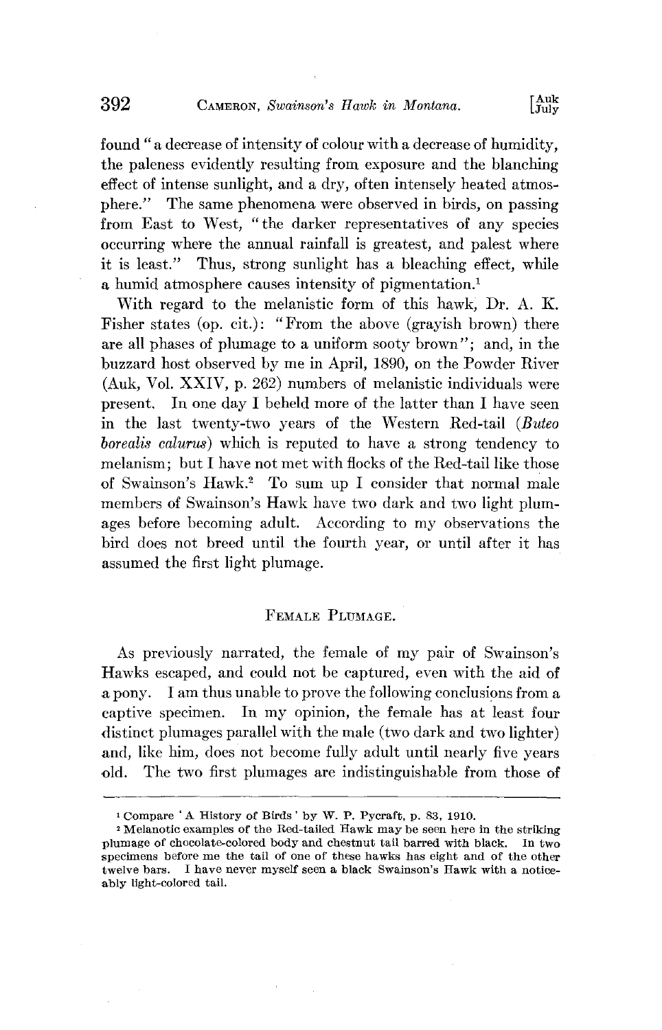found "a decrease of intensity of colour with a decrease of humidity, the paleness evidently resulting from exposure and the blanching effect of intense sunlight, and a dry, often intensely heated atmosphere." The same phenomena were observed in birds, on passing from East to West, "the darker representatives of any species occurring where the annual rainfall is greatest, and palest where it is least." Thus, strong sunlight has a bleaching effect, while a humid atmosphere causes intensity of pigmentation.[1]

With regard to the melanistic form of this hawk, Dr. A. K. Fisher states (op. cit.): "From the above (grayish brown) there are all phases of plumage to a uniform sooty brown"; and, in the buzzard host observed by me in April, 1890, on the Powder River (Auk, Vol. XXIV, p. 262) numbers of melanistic individuals were present. In one day I beheld more of the latter than I have seen in the last twenty-two years of the Western Red-tail (*Buteo borealis calurus*) which is reputed to have a strong tendency to melanism; but I have not met with flocks of the Red-tail like those of Swainson's Hawk.[2] To sum up I consider that normal male members of Swainson's Hawk have two dark and two light plumages before becoming adult. According to my observations the bird does not breed until the fourth year, or until after it has assumed the first light plumage.

## Female Plumage.

As previously narrated, the female of my pair of Swainson's Hawks escaped, and could not be captured, even with the aid of a pony. I am thus unable to prove the following conclusions from a captive specimen. In my opinion, the female has at least four distinct plumages parallel with the male (two dark and two lighter) and, like him, does not become fully adult until nearly five years old. The two first plumages are indistinguishable from those of

---

[1] Compare 'A History of Birds' by W. P. Pycraft, p. 83, 1910.

[2] Melanotic examples of the Red-tailed Hawk may be seen here in the striking plumage of chocolate-colored body and chestnut tail barred with black. In two specimens before me the tail of one of these hawks has eight and of the other twelve bars. I have never myself seen a black Swainson's Hawk with a noticeably light-colored tail.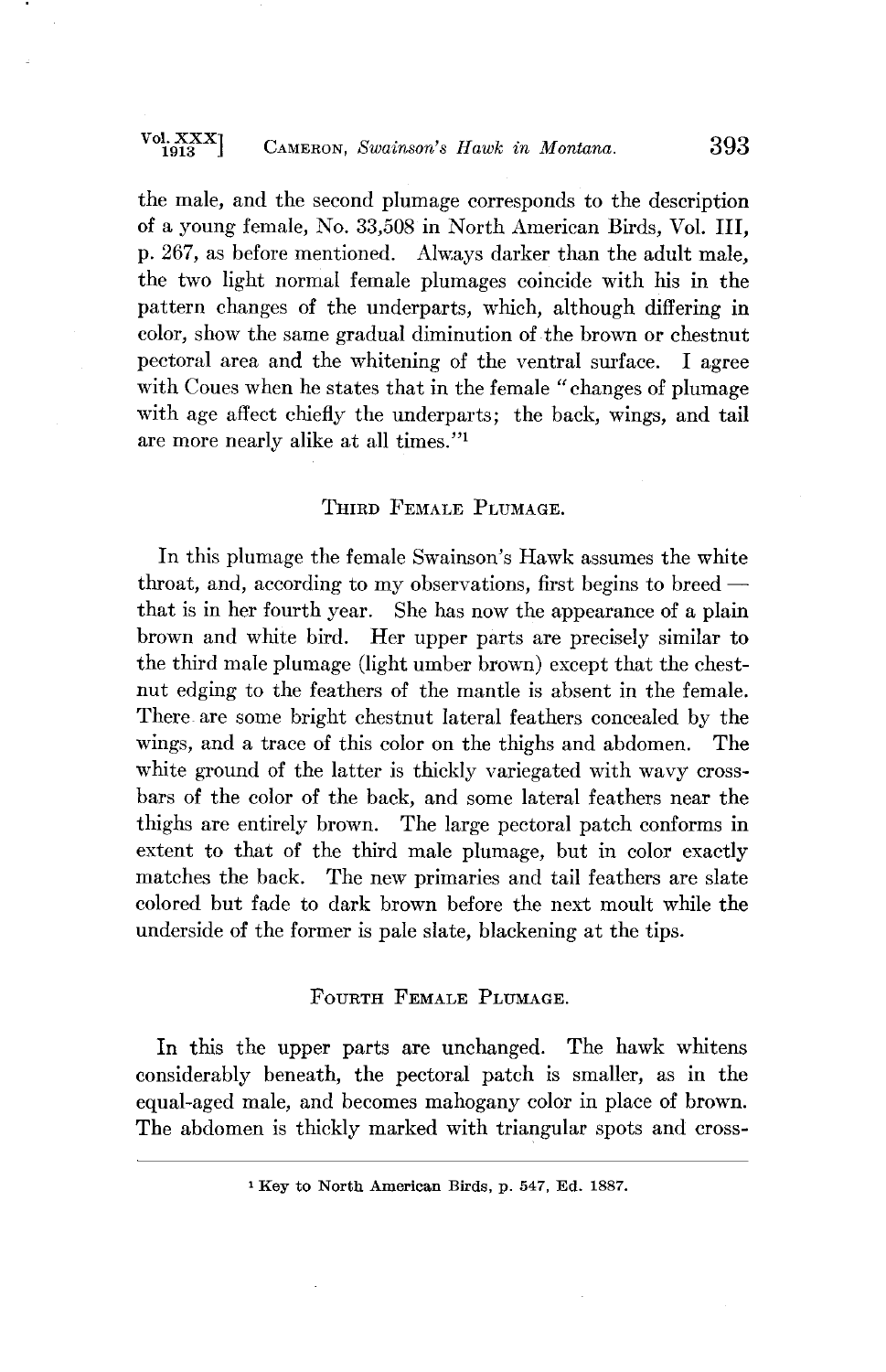the male, and the second plumage corresponds to the description of a young female, No. 33,508 in North American Birds, Vol. III, p. 267, as before mentioned. Always darker than the adult male, the two light normal female plumages coincide with his in the pattern changes of the underparts, which, although differing in color, show the same gradual diminution of the brown or chestnut pectoral area and the whitening of the ventral surface. I agree with Coues when he states that in the female "changes of plumage with age affect chiefly the underparts; the back, wings, and tail are more nearly alike at all times."[1]

## Third Female Plumage.

In this plumage the female Swainson's Hawk assumes the white throat, and, according to my observations, first begins to breed — that is in her fourth year. She has now the appearance of a plain brown and white bird. Her upper parts are precisely similar to the third male plumage (light umber brown) except that the chestnut edging to the feathers of the mantle is absent in the female. There are some bright chestnut lateral feathers concealed by the wings, and a trace of this color on the thighs and abdomen. The white ground of the latter is thickly variegated with wavy crossbars of the color of the back, and some lateral feathers near the thighs are entirely brown. The large pectoral patch conforms in extent to that of the third male plumage, but in color exactly matches the back. The new primaries and tail feathers are slate colored but fade to dark brown before the next moult while the underside of the former is pale slate, blackening at the tips.

## Fourth Female Plumage.

In this the upper parts are unchanged. The hawk whitens considerably beneath, the pectoral patch is smaller, as in the equal-aged male, and becomes mahogany color in place of brown. The abdomen is thickly marked with triangular spots and cross-

[1] Key to North American Birds, p. 547, Ed. 1887.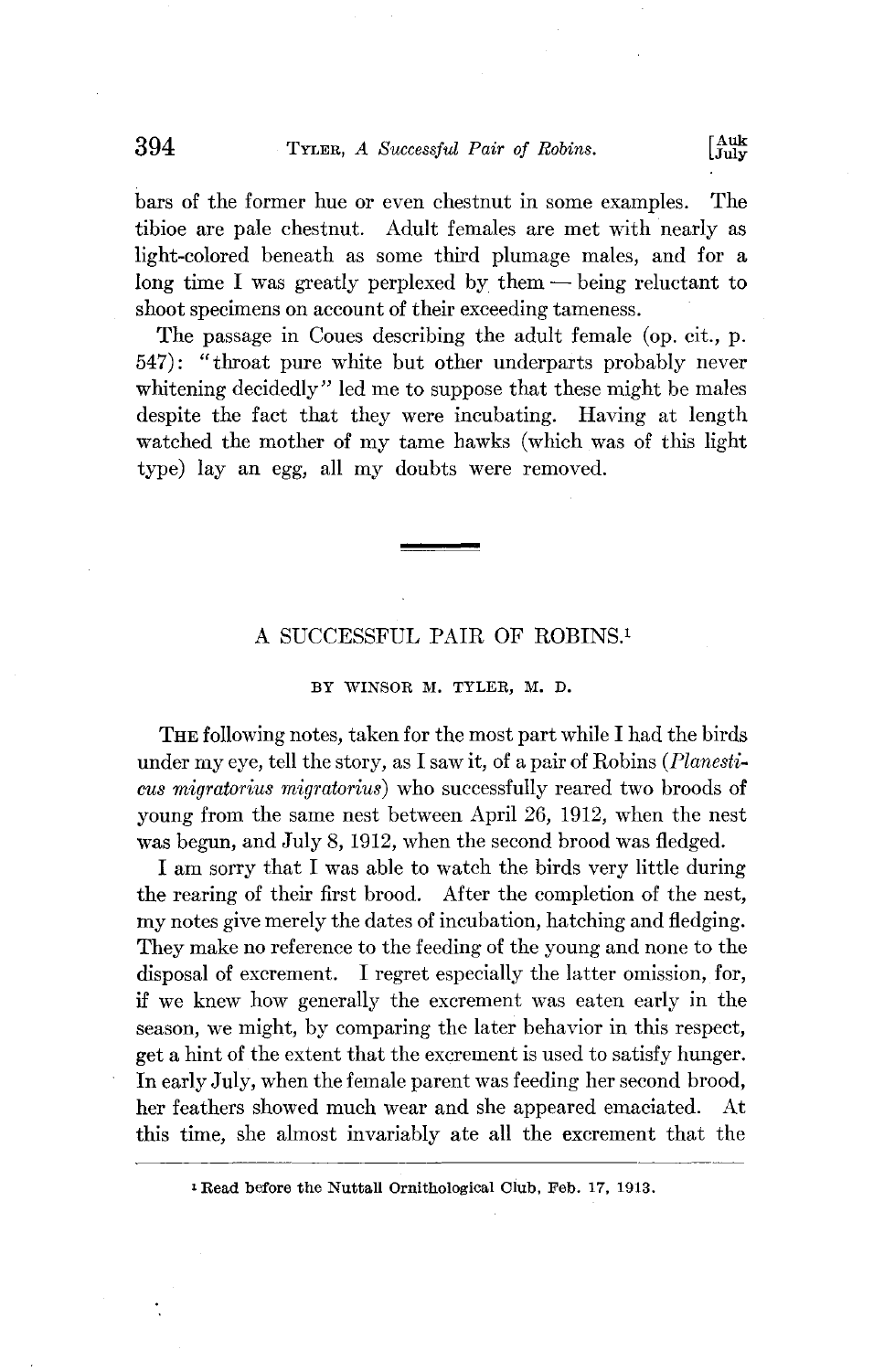bars of the former hue or even chestnut in some examples. The tibioe are pale chestnut. Adult females are met with nearly as light-colored beneath as some third plumage males, and for a long time I was greatly perplexed by them — being reluctant to shoot specimens on account of their exceeding tameness.

The passage in Coues describing the adult female (op. cit., p. 547): "throat pure white but other underparts probably never whitening decidedly" led me to suppose that these might be males despite the fact that they were incubating. Having at length watched the mother of my tame hawks (which was of this light type) lay an egg, all my doubts were removed.

---

## A SUCCESSFUL PAIR OF ROBINS.[1]

BY WINSOR M. TYLER, M. D.

THE following notes, taken for the most part while I had the birds under my eye, tell the story, as I saw it, of a pair of Robins (*Planesticus migratorius migratorius*) who successfully reared two broods of young from the same nest between April 26, 1912, when the nest was begun, and July 8, 1912, when the second brood was fledged.

I am sorry that I was able to watch the birds very little during the rearing of their first brood. After the completion of the nest, my notes give merely the dates of incubation, hatching and fledging. They make no reference to the feeding of the young and none to the disposal of excrement. I regret especially the latter omission, for, if we knew how generally the excrement was eaten early in the season, we might, by comparing the later behavior in this respect, get a hint of the extent that the excrement is used to satisfy hunger. In early July, when the female parent was feeding her second brood, her feathers showed much wear and she appeared emaciated. At this time, she almost invariably ate all the excrement that the

[1] Read before the Nuttall Ornithological Club, Feb. 17, 1913.